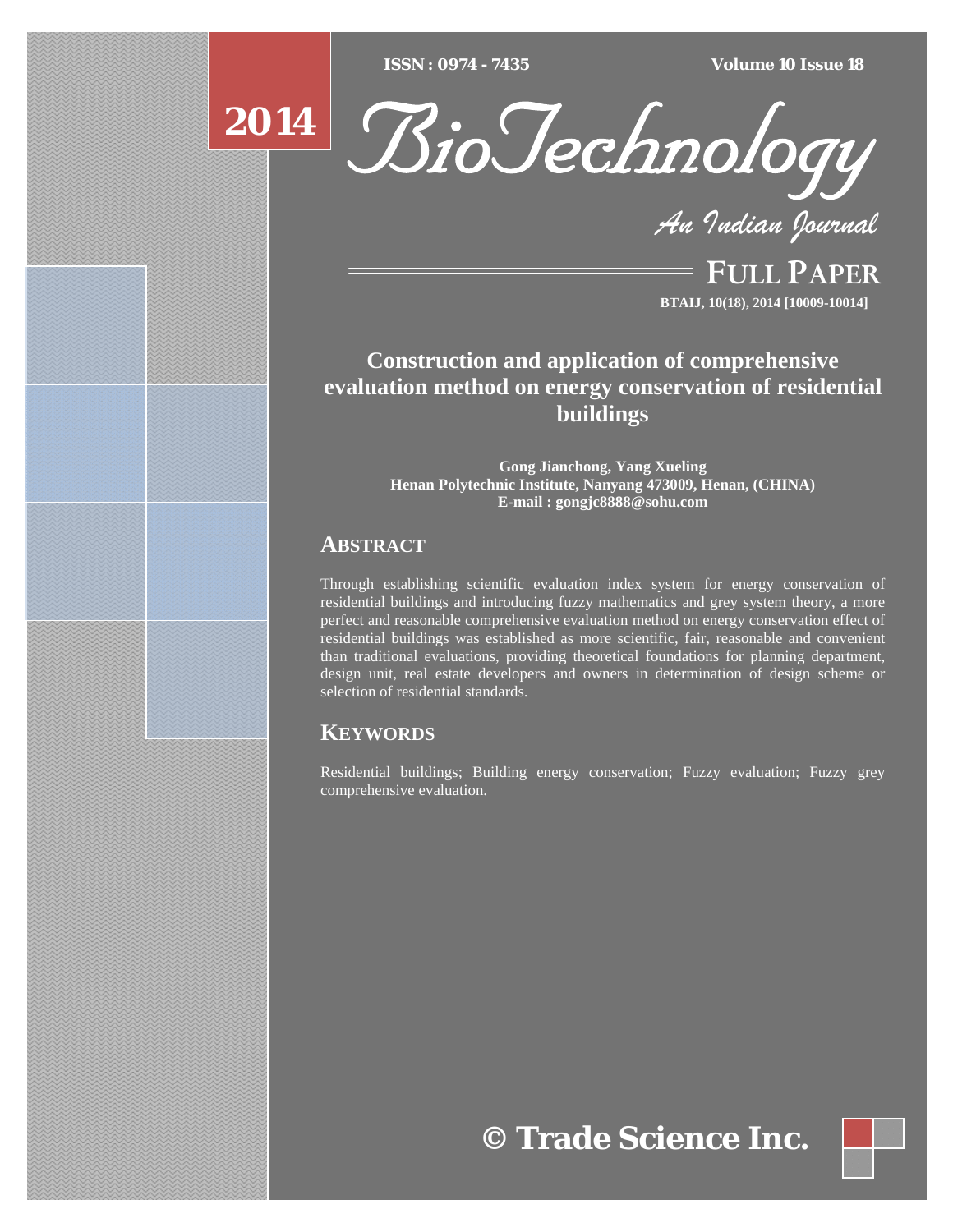# Construction and application of comprehensive evaluation method on energy conservation of residential buildings

**Gong Jianchong, Yang Xueling**
**Henan Polytechnic Institute, Nanyang 473009, Henan, (CHINA)**
**E-mail : gongjc8888@sohu.com**

## ABSTRACT

Through establishing scientific evaluation index system for energy conservation of residential buildings and introducing fuzzy mathematics and grey system theory, a more perfect and reasonable comprehensive evaluation method on energy conservation effect of residential buildings was established as more scientific, fair, reasonable and convenient than traditional evaluations, providing theoretical foundations for planning department, design unit, real estate developers and owners in determination of design scheme or selection of residential standards.

## KEYWORDS

Residential buildings; Building energy conservation; Fuzzy evaluation; Fuzzy grey comprehensive evaluation.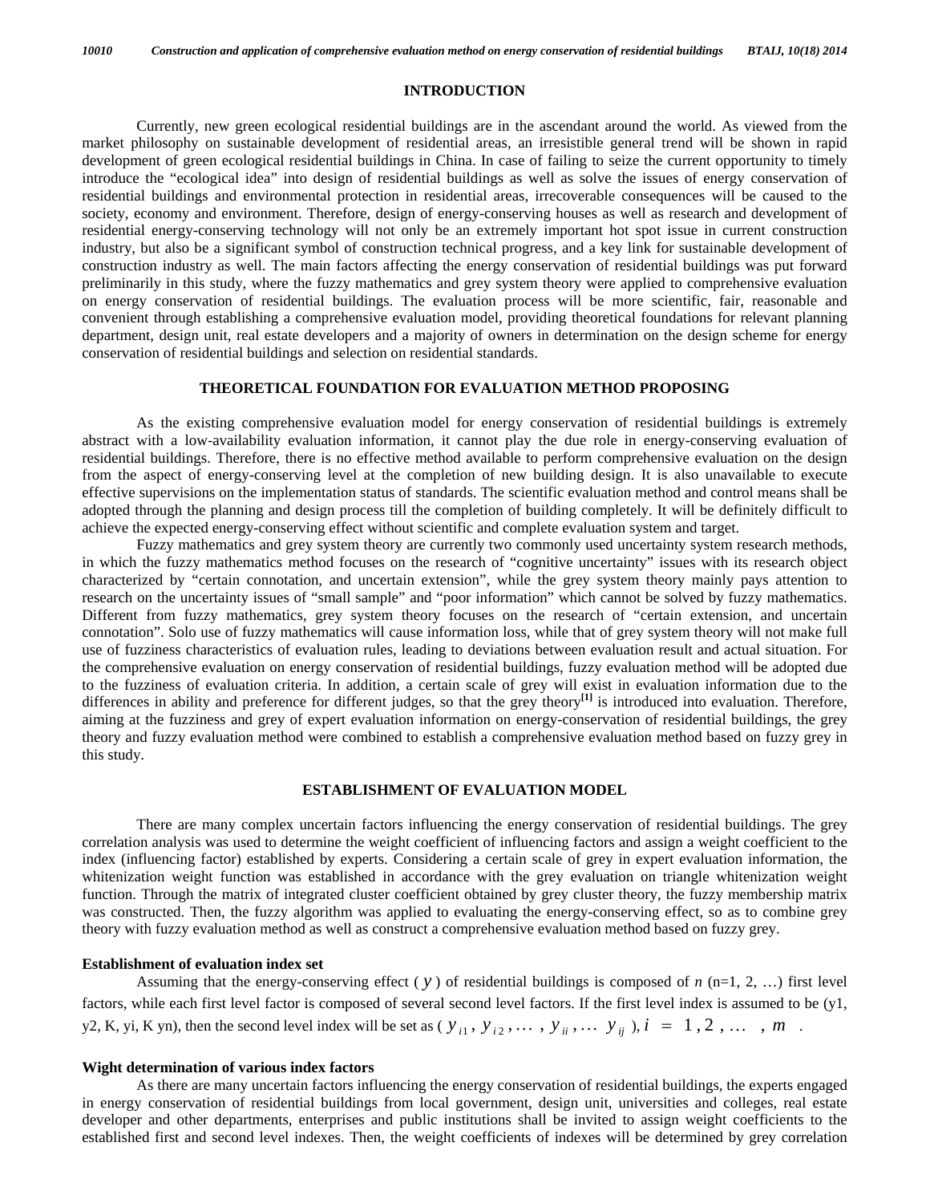## INTRODUCTION

Currently, new green ecological residential buildings are in the ascendant around the world. As viewed from the market philosophy on sustainable development of residential areas, an irresistible general trend will be shown in rapid development of green ecological residential buildings in China. In case of failing to seize the current opportunity to timely introduce the "ecological idea" into design of residential buildings as well as solve the issues of energy conservation of residential buildings and environmental protection in residential areas, irrecoverable consequences will be caused to the society, economy and environment. Therefore, design of energy-conserving houses as well as research and development of residential energy-conserving technology will not only be an extremely important hot spot issue in current construction industry, but also be a significant symbol of construction technical progress, and a key link for sustainable development of construction industry as well. The main factors affecting the energy conservation of residential buildings was put forward preliminarily in this study, where the fuzzy mathematics and grey system theory were applied to comprehensive evaluation on energy conservation of residential buildings. The evaluation process will be more scientific, fair, reasonable and convenient through establishing a comprehensive evaluation model, providing theoretical foundations for relevant planning department, design unit, real estate developers and a majority of owners in determination on the design scheme for energy conservation of residential buildings and selection on residential standards.

## THEORETICAL FOUNDATION FOR EVALUATION METHOD PROPOSING

As the existing comprehensive evaluation model for energy conservation of residential buildings is extremely abstract with a low-availability evaluation information, it cannot play the due role in energy-conserving evaluation of residential buildings. Therefore, there is no effective method available to perform comprehensive evaluation on the design from the aspect of energy-conserving level at the completion of new building design. It is also unavailable to execute effective supervisions on the implementation status of standards. The scientific evaluation method and control means shall be adopted through the planning and design process till the completion of building completely. It will be definitely difficult to achieve the expected energy-conserving effect without scientific and complete evaluation system and target.

Fuzzy mathematics and grey system theory are currently two commonly used uncertainty system research methods, in which the fuzzy mathematics method focuses on the research of "cognitive uncertainty" issues with its research object characterized by "certain connotation, and uncertain extension", while the grey system theory mainly pays attention to research on the uncertainty issues of "small sample" and "poor information" which cannot be solved by fuzzy mathematics. Different from fuzzy mathematics, grey system theory focuses on the research of "certain extension, and uncertain connotation". Solo use of fuzzy mathematics will cause information loss, while that of grey system theory will not make full use of fuzziness characteristics of evaluation rules, leading to deviations between evaluation result and actual situation. For the comprehensive evaluation on energy conservation of residential buildings, fuzzy evaluation method will be adopted due to the fuzziness of evaluation criteria. In addition, a certain scale of grey will exist in evaluation information due to the differences in ability and preference for different judges, so that the grey theory[1] is introduced into evaluation. Therefore, aiming at the fuzziness and grey of expert evaluation information on energy-conservation of residential buildings, the grey theory and fuzzy evaluation method were combined to establish a comprehensive evaluation method based on fuzzy grey in this study.

## ESTABLISHMENT OF EVALUATION MODEL

There are many complex uncertain factors influencing the energy conservation of residential buildings. The grey correlation analysis was used to determine the weight coefficient of influencing factors and assign a weight coefficient to the index (influencing factor) established by experts. Considering a certain scale of grey in expert evaluation information, the whitenization weight function was established in accordance with the grey evaluation on triangle whitenization weight function. Through the matrix of integrated cluster coefficient obtained by grey cluster theory, the fuzzy membership matrix was constructed. Then, the fuzzy algorithm was applied to evaluating the energy-conserving effect, so as to combine grey theory with fuzzy evaluation method as well as construct a comprehensive evaluation method based on fuzzy grey.

### Establishment of evaluation index set

Assuming that the energy-conserving effect ( $y$ ) of residential buildings is composed of $n$ (n=1, 2, …) first level factors, while each first level factor is composed of several second level factors. If the first level index is assumed to be (y1, y2, K, yi, K yn), then the second level index will be set as ( $y_{i1}, y_{i2}, \ldots, y_{ii}, \ldots y_{ij}$ ), $i = 1, 2, \ldots, m$ .

### Wight determination of various index factors

As there are many uncertain factors influencing the energy conservation of residential buildings, the experts engaged in energy conservation of residential buildings from local government, design unit, universities and colleges, real estate developer and other departments, enterprises and public institutions shall be invited to assign weight coefficients to the established first and second level indexes. Then, the weight coefficients of indexes will be determined by grey correlation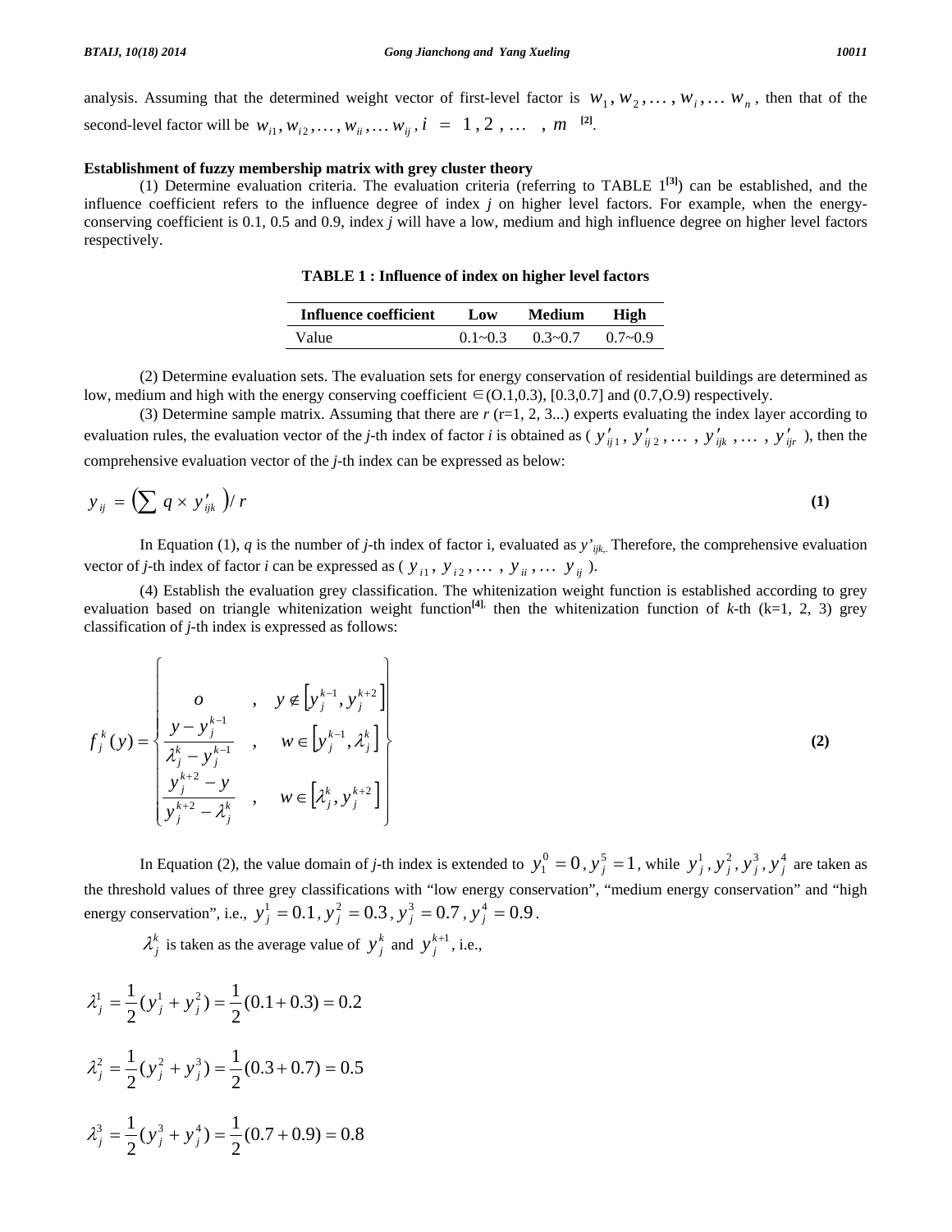analysis. Assuming that the determined weight vector of first-level factor is $w_1, w_2, \ldots, w_i, \ldots w_n$, then that of the second-level factor will be $w_{i1}, w_{i2}, \ldots, w_{ii}, \ldots w_{ij}, i = 1, 2, \ldots, m$ [2].

**Establishment of fuzzy membership matrix with grey cluster theory**

(1) Determine evaluation criteria. The evaluation criteria (referring to TABLE 1[3]) can be established, and the influence coefficient refers to the influence degree of index *j* on higher level factors. For example, when the energy-conserving coefficient is 0.1, 0.5 and 0.9, index *j* will have a low, medium and high influence degree on higher level factors respectively.

**TABLE 1 : Influence of index on higher level factors**

| Influence coefficient | Low | Medium | High |
|---|---|---|---|
| Value | 0.1~0.3 | 0.3~0.7 | 0.7~0.9 |

(2) Determine evaluation sets. The evaluation sets for energy conservation of residential buildings are determined as low, medium and high with the energy conserving coefficient ∈(O.1,0.3), [0.3,0.7] and (0.7,O.9) respectively.

(3) Determine sample matrix. Assuming that there are *r* (r=1, 2, 3...) experts evaluating the index layer according to evaluation rules, the evaluation vector of the *j*-th index of factor *i* is obtained as ( $y'_{ij1}, y'_{ij2}, \ldots, y'_{ijk}, \ldots, y'_{ijr}$ ), then the comprehensive evaluation vector of the *j*-th index can be expressed as below:

$$y_{ij} = \left(\sum q \times y'_{ijk}\right)/ r \tag{1}$$

In Equation (1), *q* is the number of *j*-th index of factor i, evaluated as $y'_{ijk}$. Therefore, the comprehensive evaluation vector of *j*-th index of factor *i* can be expressed as ( $y_{i1}, y_{i2}, \ldots, y_{ii}, \ldots y_{ij}$ ).

(4) Establish the evaluation grey classification. The whitenization weight function is established according to grey evaluation based on triangle whitenization weight function[4], then the whitenization function of *k*-th (k=1, 2, 3) grey classification of *j*-th index is expressed as follows:

$$f_j^k(y) = \begin{cases} o & , \quad y \notin \left[y_j^{k-1}, y_j^{k+2}\right] \\ \dfrac{y - y_j^{k-1}}{\lambda_j^k - y_j^{k-1}} & , \quad w \in \left[y_j^{k-1}, \lambda_j^k\right] \\ \dfrac{y_j^{k+2} - y}{y_j^{k+2} - \lambda_j^k} & , \quad w \in \left[\lambda_j^k, y_j^{k+2}\right] \end{cases} \tag{2}$$

In Equation (2), the value domain of *j*-th index is extended to $y_1^0 = 0, y_j^5 = 1$, while $y_j^1, y_j^2, y_j^3, y_j^4$ are taken as the threshold values of three grey classifications with "low energy conservation", "medium energy conservation" and "high energy conservation", i.e., $y_j^1 = 0.1, y_j^2 = 0.3, y_j^3 = 0.7, y_j^4 = 0.9$.

$\lambda_j^k$ is taken as the average value of $y_j^k$ and $y_j^{k+1}$, i.e.,

$$\lambda_j^1 = \frac{1}{2}(y_j^1 + y_j^2) = \frac{1}{2}(0.1 + 0.3) = 0.2$$

$$\lambda_j^2 = \frac{1}{2}(y_j^2 + y_j^3) = \frac{1}{2}(0.3 + 0.7) = 0.5$$

$$\lambda_j^3 = \frac{1}{2}(y_j^3 + y_j^4) = \frac{1}{2}(0.7 + 0.9) = 0.8$$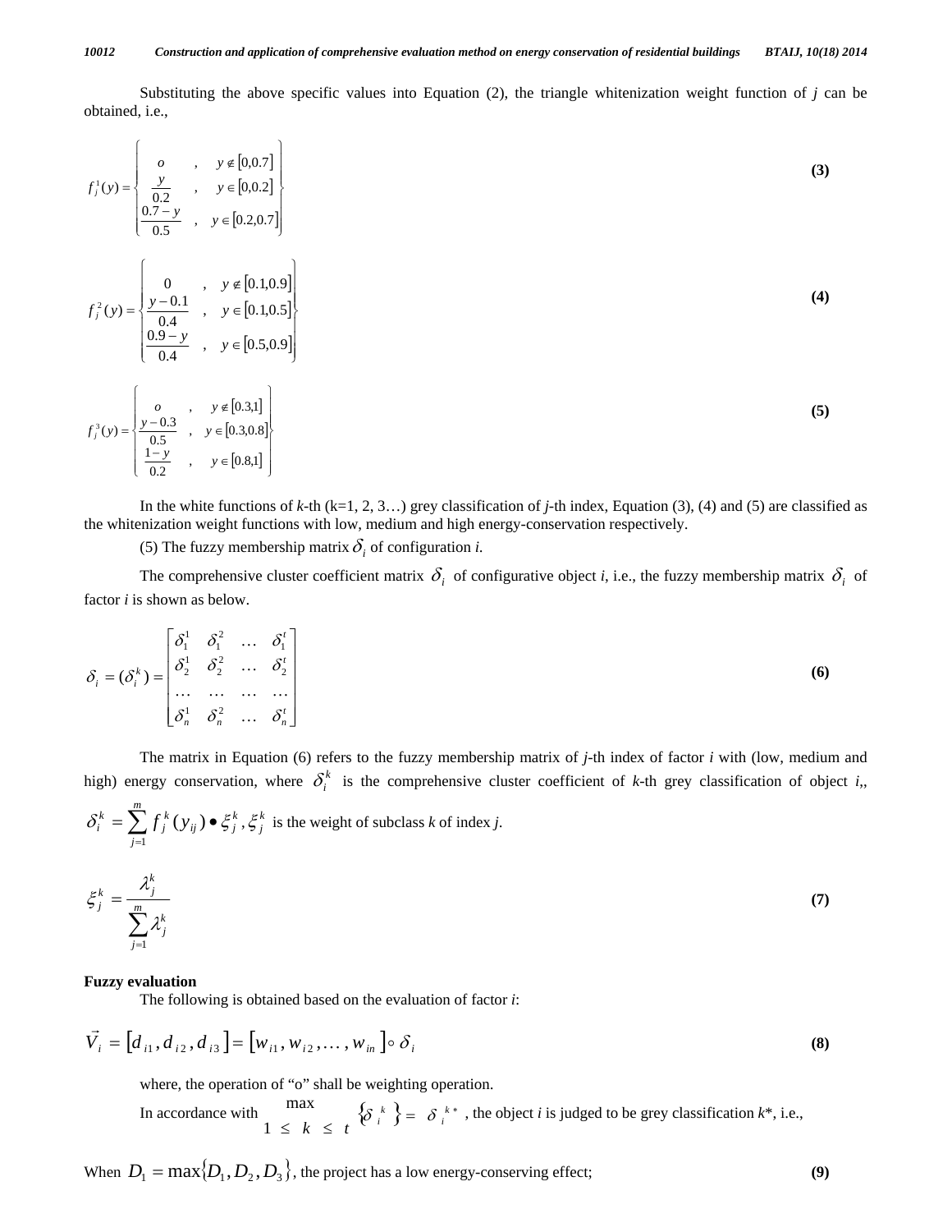Substituting the above specific values into Equation (2), the triangle whitenization weight function of *j* can be obtained, i.e.,

$$f_j^1(y) = \begin{Bmatrix} o & , & y \notin [0,0.7] \\ \dfrac{y}{0.2} & , & y \in [0,0.2] \\ \dfrac{0.7-y}{0.5} & , & y \in [0.2,0.7] \end{Bmatrix} \tag{3}$$

$$f_j^2(y) = \begin{Bmatrix} 0 & , & y \notin [0.1,0.9] \\ \dfrac{y-0.1}{0.4} & , & y \in [0.1,0.5] \\ \dfrac{0.9-y}{0.4} & , & y \in [0.5,0.9] \end{Bmatrix} \tag{4}$$

$$f_j^3(y) = \begin{Bmatrix} o & , & y \notin [0.3,1] \\ \dfrac{y-0.3}{0.5} & , & y \in [0.3,0.8] \\ \dfrac{1-y}{0.2} & , & y \in [0.8,1] \end{Bmatrix} \tag{5}$$

In the white functions of *k*-th (k=1, 2, 3…) grey classification of *j*-th index, Equation (3), (4) and (5) are classified as the whitenization weight functions with low, medium and high energy-conservation respectively.

(5) The fuzzy membership matrix $\delta_i$ of configuration *i*.

The comprehensive cluster coefficient matrix $\delta_i$ of configurative object *i*, i.e., the fuzzy membership matrix $\delta_i$ of factor *i* is shown as below.

$$\delta_i = (\delta_i^k) = \begin{bmatrix} \delta_1^1 & \delta_1^2 & \dots & \delta_1^t \\ \delta_2^1 & \delta_2^2 & \dots & \delta_2^t \\ \dots & \dots & \dots & \dots \\ \delta_n^1 & \delta_n^2 & \dots & \delta_n^t \end{bmatrix} \tag{6}$$

The matrix in Equation (6) refers to the fuzzy membership matrix of *j*-th index of factor *i* with (low, medium and high) energy conservation, where $\delta_i^k$ is the comprehensive cluster coefficient of *k*-th grey classification of object *i*,, $\delta_i^k = \sum_{j=1}^{m} f_j^k(y_{ij}) \bullet \xi_j^k, \xi_j^k$ is the weight of subclass *k* of index *j*.

$$\xi_j^k = \frac{\lambda_j^k}{\sum_{j=1}^{m} \lambda_j^k} \tag{7}$$

**Fuzzy evaluation**

The following is obtained based on the evaluation of factor *i*:

$$\vec{V}_i = [d_{i1}, d_{i2}, d_{i3}] = [w_{i1}, w_{i2}, \dots, w_{in}] \circ \delta_i \tag{8}$$

where, the operation of "o" shall be weighting operation.

In accordance with $\max_{1 \le k \le t} \{\delta_i^k\} = \delta_i^{k*}$, the object *i* is judged to be grey classification *k*\*, i.e.,

When $D_1 = \max\{D_1, D_2, D_3\}$, the project has a low energy-conserving effect; **(9)**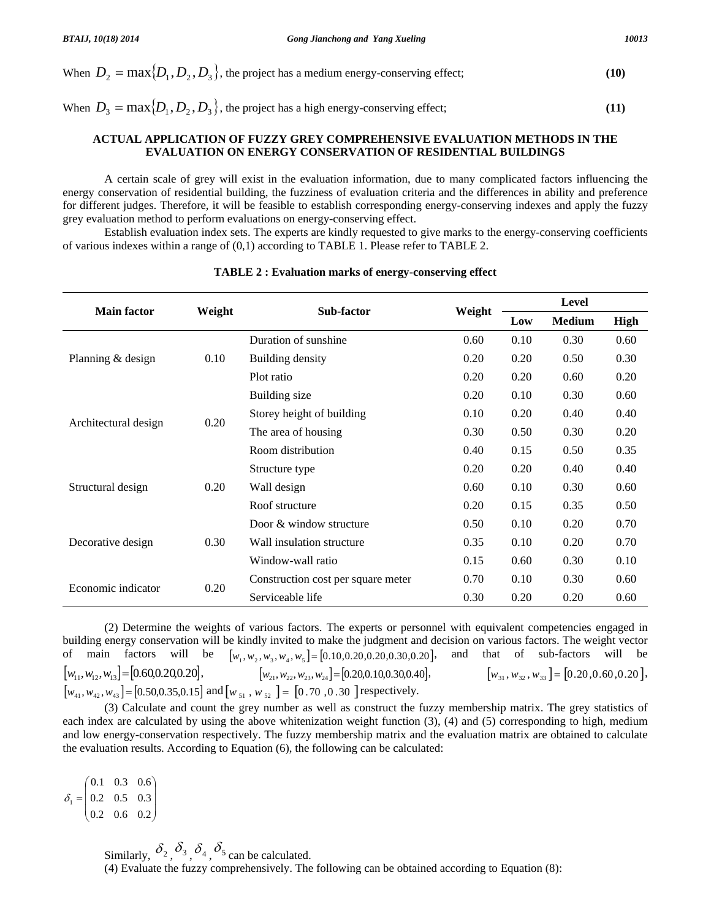When $D_2 = \max\{D_1, D_2, D_3\}$, the project has a medium energy-conserving effect; **(10)**

When $D_3 = \max\{D_1, D_2, D_3\}$, the project has a high energy-conserving effect; **(11)**

## ACTUAL APPLICATION OF FUZZY GREY COMPREHENSIVE EVALUATION METHODS IN THE EVALUATION ON ENERGY CONSERVATION OF RESIDENTIAL BUILDINGS

A certain scale of grey will exist in the evaluation information, due to many complicated factors influencing the energy conservation of residential building, the fuzziness of evaluation criteria and the differences in ability and preference for different judges. Therefore, it will be feasible to establish corresponding energy-conserving indexes and apply the fuzzy grey evaluation method to perform evaluations on energy-conserving effect.

Establish evaluation index sets. The experts are kindly requested to give marks to the energy-conserving coefficients of various indexes within a range of (0,1) according to TABLE 1. Please refer to TABLE 2.

**TABLE 2 : Evaluation marks of energy-conserving effect**

| Main factor | Weight | Sub-factor | Weight | Level | | |
|---|---|---|---|---|---|---|
| | | | | Low | Medium | High |
| Planning & design | 0.10 | Duration of sunshine | 0.60 | 0.10 | 0.30 | 0.60 |
| | | Building density | 0.20 | 0.20 | 0.50 | 0.30 |
| | | Plot ratio | 0.20 | 0.20 | 0.60 | 0.20 |
| Architectural design | 0.20 | Building size | 0.20 | 0.10 | 0.30 | 0.60 |
| | | Storey height of building | 0.10 | 0.20 | 0.40 | 0.40 |
| | | The area of housing | 0.30 | 0.50 | 0.30 | 0.20 |
| | | Room distribution | 0.40 | 0.15 | 0.50 | 0.35 |
| Structural design | 0.20 | Structure type | 0.20 | 0.20 | 0.40 | 0.40 |
| | | Wall design | 0.60 | 0.10 | 0.30 | 0.60 |
| | | Roof structure | 0.20 | 0.15 | 0.35 | 0.50 |
| Decorative design | 0.30 | Door & window structure | 0.50 | 0.10 | 0.20 | 0.70 |
| | | Wall insulation structure | 0.35 | 0.10 | 0.20 | 0.70 |
| | | Window-wall ratio | 0.15 | 0.60 | 0.30 | 0.10 |
| Economic indicator | 0.20 | Construction cost per square meter | 0.70 | 0.10 | 0.30 | 0.60 |
| | | Serviceable life | 0.30 | 0.20 | 0.20 | 0.60 |

(2) Determine the weights of various factors. The experts or personnel with equivalent competencies engaged in building energy conservation will be kindly invited to make the judgment and decision on various factors. The weight vector of main factors will be $[w_1, w_2, w_3, w_4, w_5] = [0.10, 0.20, 0.20, 0.30, 0.20]$, and that of sub-factors will be $[w_{11}, w_{12}, w_{13}] = [0.60, 0.20, 0.20]$, $[w_{21}, w_{22}, w_{23}, w_{24}] = [0.20, 0.10, 0.30, 0.40]$, $[w_{31}, w_{32}, w_{33}] = [0.20, 0.60, 0.20]$, $[w_{41}, w_{42}, w_{43}] = [0.50, 0.35, 0.15]$ and $[w_{51}, w_{52}] = [0.70, 0.30]$ respectively.

(3) Calculate and count the grey number as well as construct the fuzzy membership matrix. The grey statistics of each index are calculated by using the above whitenization weight function (3), (4) and (5) corresponding to high, medium and low energy-conservation respectively. The fuzzy membership matrix and the evaluation matrix are obtained to calculate the evaluation results. According to Equation (6), the following can be calculated:

$$\delta_1 = \begin{pmatrix} 0.1 & 0.3 & 0.6 \\ 0.2 & 0.5 & 0.3 \\ 0.2 & 0.6 & 0.2 \end{pmatrix}$$

Similarly, $\delta_2$, $\delta_3$, $\delta_4$, $\delta_5$ can be calculated.

(4) Evaluate the fuzzy comprehensively. The following can be obtained according to Equation (8):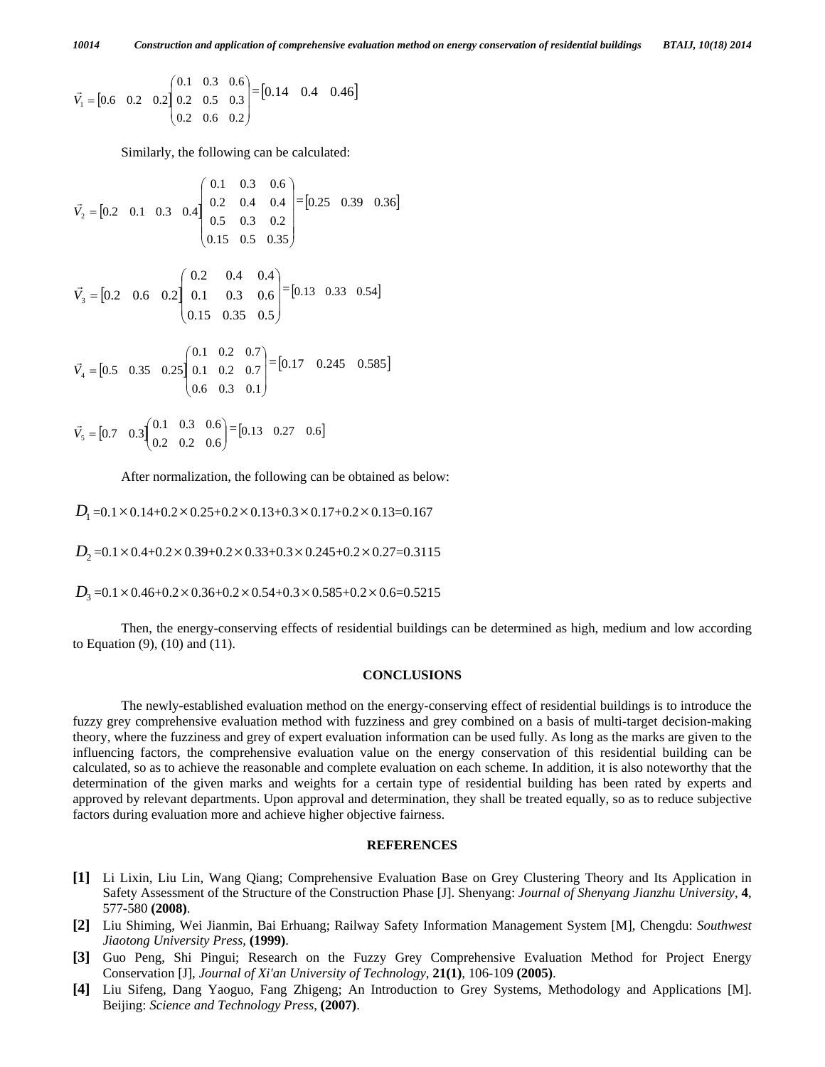$$\vec{V}_1 = \begin{bmatrix}0.6 & 0.2 & 0.2\end{bmatrix}\begin{pmatrix}0.1 & 0.3 & 0.6\\ 0.2 & 0.5 & 0.3\\ 0.2 & 0.6 & 0.2\end{pmatrix} = \begin{bmatrix}0.14 & 0.4 & 0.46\end{bmatrix}$$

Similarly, the following can be calculated:

$$\vec{V}_2 = \begin{bmatrix}0.2 & 0.1 & 0.3 & 0.4\end{bmatrix}\begin{pmatrix}0.1 & 0.3 & 0.6\\ 0.2 & 0.4 & 0.4\\ 0.5 & 0.3 & 0.2\\ 0.15 & 0.5 & 0.35\end{pmatrix} = \begin{bmatrix}0.25 & 0.39 & 0.36\end{bmatrix}$$

$$\vec{V}_3 = \begin{bmatrix}0.2 & 0.6 & 0.2\end{bmatrix}\begin{pmatrix}0.2 & 0.4 & 0.4\\ 0.1 & 0.3 & 0.6\\ 0.15 & 0.35 & 0.5\end{pmatrix} = \begin{bmatrix}0.13 & 0.33 & 0.54\end{bmatrix}$$

$$\vec{V}_4 = \begin{bmatrix}0.5 & 0.35 & 0.25\end{bmatrix}\begin{pmatrix}0.1 & 0.2 & 0.7\\ 0.1 & 0.2 & 0.7\\ 0.6 & 0.3 & 0.1\end{pmatrix} = \begin{bmatrix}0.17 & 0.245 & 0.585\end{bmatrix}$$

$$\vec{V}_5 = \begin{bmatrix}0.7 & 0.3\end{bmatrix}\begin{pmatrix}0.1 & 0.3 & 0.6\\ 0.2 & 0.2 & 0.6\end{pmatrix} = \begin{bmatrix}0.13 & 0.27 & 0.6\end{bmatrix}$$

After normalization, the following can be obtained as below:

$$D_1 = 0.1\times0.14+0.2\times0.25+0.2\times0.13+0.3\times0.17+0.2\times0.13=0.167$$

$$D_2 = 0.1\times0.4+0.2\times0.39+0.2\times0.33+0.3\times0.245+0.2\times0.27=0.3115$$

$$D_3 = 0.1\times0.46+0.2\times0.36+0.2\times0.54+0.3\times0.585+0.2\times0.6=0.5215$$

Then, the energy-conserving effects of residential buildings can be determined as high, medium and low according to Equation (9), (10) and (11).

## CONCLUSIONS

The newly-established evaluation method on the energy-conserving effect of residential buildings is to introduce the fuzzy grey comprehensive evaluation method with fuzziness and grey combined on a basis of multi-target decision-making theory, where the fuzziness and grey of expert evaluation information can be used fully. As long as the marks are given to the influencing factors, the comprehensive evaluation value on the energy conservation of this residential building can be calculated, so as to achieve the reasonable and complete evaluation on each scheme. In addition, it is also noteworthy that the determination of the given marks and weights for a certain type of residential building has been rated by experts and approved by relevant departments. Upon approval and determination, they shall be treated equally, so as to reduce subjective factors during evaluation more and achieve higher objective fairness.

## REFERENCES

- **[1]** Li Lixin, Liu Lin, Wang Qiang; Comprehensive Evaluation Base on Grey Clustering Theory and Its Application in Safety Assessment of the Structure of the Construction Phase [J]. Shenyang: *Journal of Shenyang Jianzhu University*, **4**, 577-580 **(2008)**.
- **[2]** Liu Shiming, Wei Jianmin, Bai Erhuang; Railway Safety Information Management System [M], Chengdu: *Southwest Jiaotong University Press*, **(1999)**.
- **[3]** Guo Peng, Shi Pingui; Research on the Fuzzy Grey Comprehensive Evaluation Method for Project Energy Conservation [J], *Journal of Xi'an University of Technology*, **21(1)**, 106-109 **(2005)**.
- **[4]** Liu Sifeng, Dang Yaoguo, Fang Zhigeng; An Introduction to Grey Systems, Methodology and Applications [M]. Beijing: *Science and Technology Press*, **(2007)**.